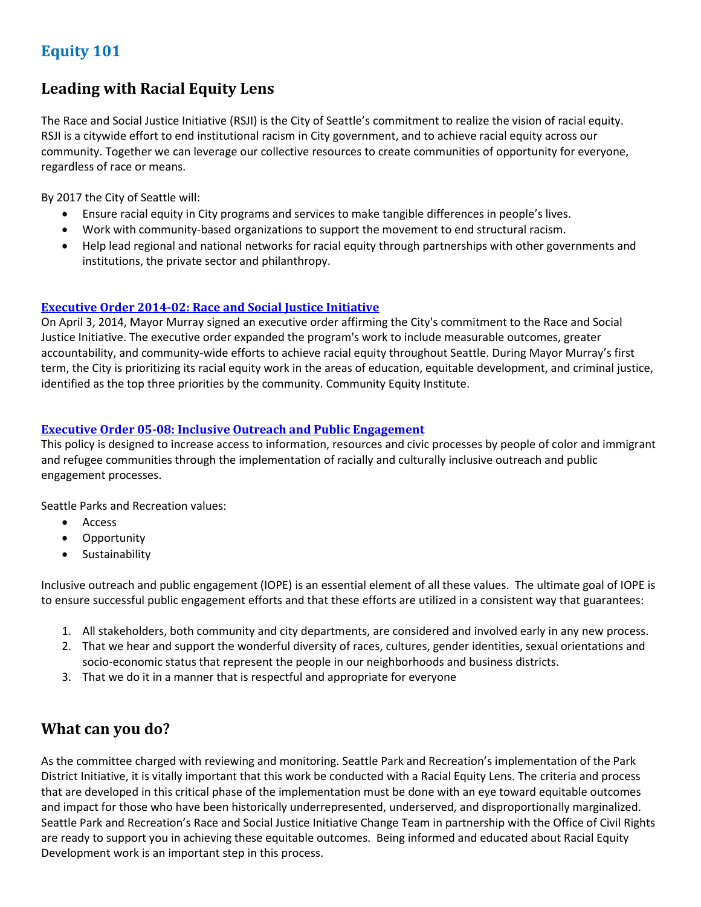# Equity 101

## Leading with Racial Equity Lens

The Race and Social Justice Initiative (RSJI) is the City of Seattle's commitment to realize the vision of racial equity. RSJI is a citywide effort to end institutional racism in City government, and to achieve racial equity across our community. Together we can leverage our collective resources to create communities of opportunity for everyone, regardless of race or means.

By 2017 the City of Seattle will:

- Ensure racial equity in City programs and services to make tangible differences in people's lives.
- Work with community-based organizations to support the movement to end structural racism.
- Help lead regional and national networks for racial equity through partnerships with other governments and institutions, the private sector and philanthropy.

### Executive Order 2014-02: Race and Social Justice Initiative

On April 3, 2014, Mayor Murray signed an executive order affirming the City's commitment to the Race and Social Justice Initiative. The executive order expanded the program's work to include measurable outcomes, greater accountability, and community-wide efforts to achieve racial equity throughout Seattle. During Mayor Murray's first term, the City is prioritizing its racial equity work in the areas of education, equitable development, and criminal justice, identified as the top three priorities by the community. Community Equity Institute.

### Executive Order 05-08: Inclusive Outreach and Public Engagement

This policy is designed to increase access to information, resources and civic processes by people of color and immigrant and refugee communities through the implementation of racially and culturally inclusive outreach and public engagement processes.

Seattle Parks and Recreation values:

- Access
- Opportunity
- Sustainability

Inclusive outreach and public engagement (IOPE) is an essential element of all these values. The ultimate goal of IOPE is to ensure successful public engagement efforts and that these efforts are utilized in a consistent way that guarantees:

1. All stakeholders, both community and city departments, are considered and involved early in any new process.
2. That we hear and support the wonderful diversity of races, cultures, gender identities, sexual orientations and socio-economic status that represent the people in our neighborhoods and business districts.
3. That we do it in a manner that is respectful and appropriate for everyone

## What can you do?

As the committee charged with reviewing and monitoring. Seattle Park and Recreation's implementation of the Park District Initiative, it is vitally important that this work be conducted with a Racial Equity Lens. The criteria and process that are developed in this critical phase of the implementation must be done with an eye toward equitable outcomes and impact for those who have been historically underrepresented, underserved, and disproportionally marginalized. Seattle Park and Recreation's Race and Social Justice Initiative Change Team in partnership with the Office of Civil Rights are ready to support you in achieving these equitable outcomes. Being informed and educated about Racial Equity Development work is an important step in this process.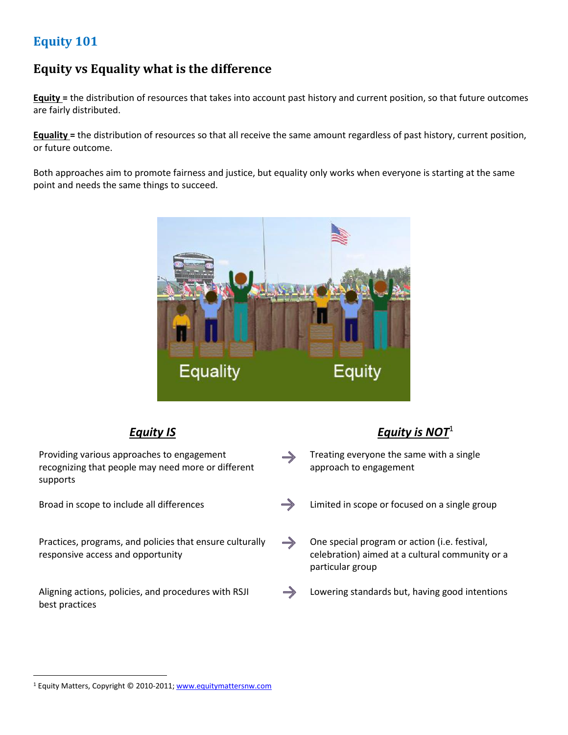# Equity 101

## Equity vs Equality what is the difference

**Equity =** the distribution of resources that takes into account past history and current position, so that future outcomes are fairly distributed.

**Equality =** the distribution of resources so that all receive the same amount regardless of past history, current position, or future outcome.

Both approaches aim to promote fairness and justice, but equality only works when everyone is starting at the same point and needs the same things to succeed.

Equality

Equity

| ***Equity IS*** | | ***Equity is NOT***[1] |
|---|---|---|
| Providing various approaches to engagement recognizing that people may need more or different supports | → | Treating everyone the same with a single approach to engagement |
| Broad in scope to include all differences | → | Limited in scope or focused on a single group |
| Practices, programs, and policies that ensure culturally responsive access and opportunity | → | One special program or action (i.e. festival, celebration) aimed at a cultural community or a particular group |
| Aligning actions, policies, and procedures with RSJI best practices | → | Lowering standards but, having good intentions |

[1] Equity Matters, Copyright © 2010-2011; www.equitymattersnw.com